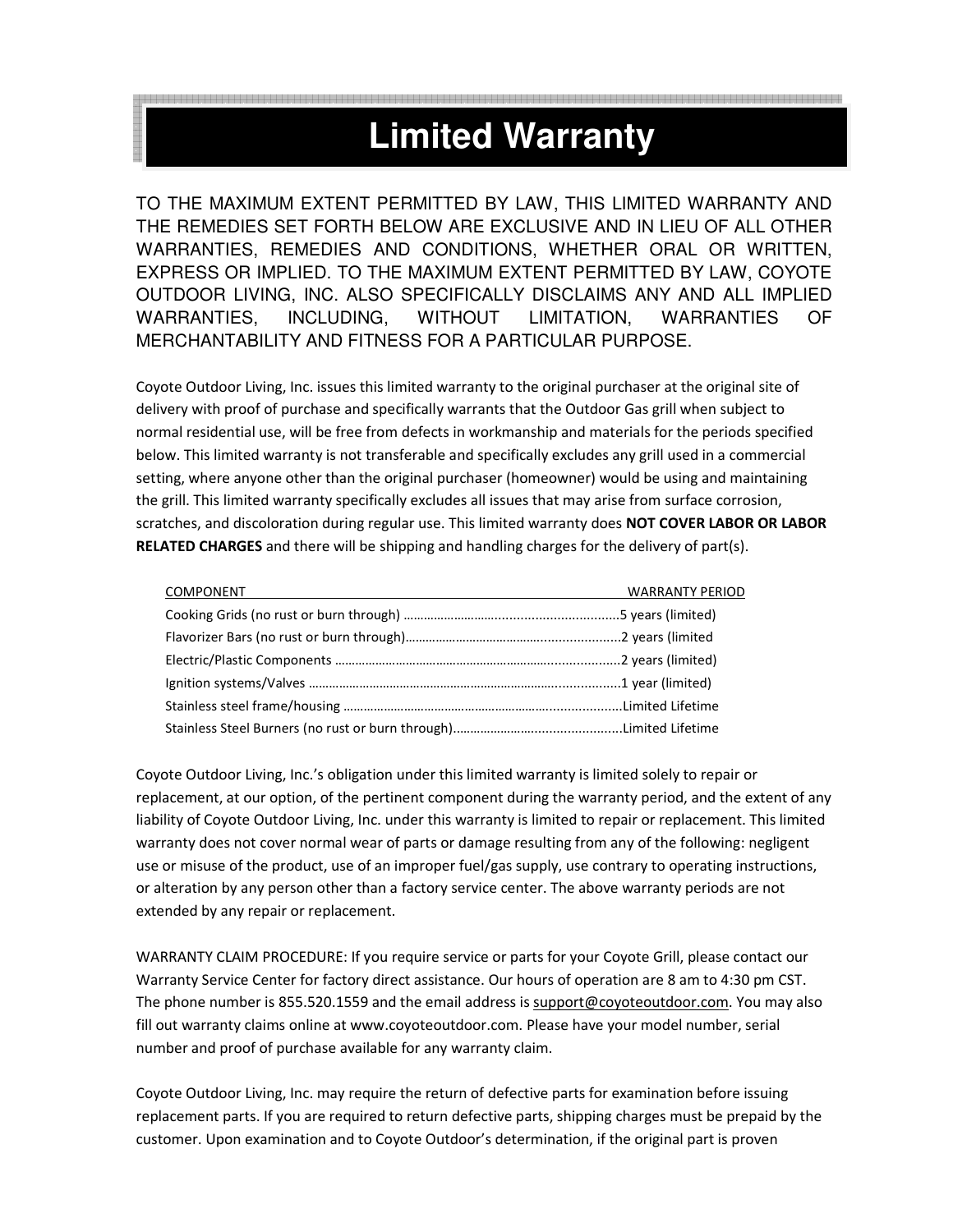# Limited Warranty

TO THE MAXIMUM EXTENT PERMITTED BY LAW, THIS LIMITED WARRANTY AND THE REMEDIES SET FORTH BELOW ARE EXCLUSIVE AND IN LIEU OF ALL OTHER WARRANTIES, REMEDIES AND CONDITIONS, WHETHER ORAL OR WRITTEN, EXPRESS OR IMPLIED. TO THE MAXIMUM EXTENT PERMITTED BY LAW, COYOTE OUTDOOR LIVING, INC. ALSO SPECIFICALLY DISCLAIMS ANY AND ALL IMPLIED WARRANTIES, INCLUDING, WITHOUT LIMITATION, WARRANTIES OF MERCHANTABILITY AND FITNESS FOR A PARTICULAR PURPOSE.

Coyote Outdoor Living, Inc. issues this limited warranty to the original purchaser at the original site of delivery with proof of purchase and specifically warrants that the Outdoor Gas grill when subject to normal residential use, will be free from defects in workmanship and materials for the periods specified below. This limited warranty is not transferable and specifically excludes any grill used in a commercial setting, where anyone other than the original purchaser (homeowner) would be using and maintaining the grill. This limited warranty specifically excludes all issues that may arise from surface corrosion, scratches, and discoloration during regular use. This limited warranty does **NOT COVER LABOR OR LABOR RELATED CHARGES** and there will be shipping and handling charges for the delivery of part(s).

| COMPONENT | WARRANTY PERIOD |
|---|---|
| Cooking Grids (no rust or burn through) | 5 years (limited) |
| Flavorizer Bars (no rust or burn through) | 2 years (limited |
| Electric/Plastic Components | 2 years (limited) |
| Ignition systems/Valves | 1 year (limited) |
| Stainless steel frame/housing | Limited Lifetime |
| Stainless Steel Burners (no rust or burn through) | Limited Lifetime |

Coyote Outdoor Living, Inc.'s obligation under this limited warranty is limited solely to repair or replacement, at our option, of the pertinent component during the warranty period, and the extent of any liability of Coyote Outdoor Living, Inc. under this warranty is limited to repair or replacement. This limited warranty does not cover normal wear of parts or damage resulting from any of the following: negligent use or misuse of the product, use of an improper fuel/gas supply, use contrary to operating instructions, or alteration by any person other than a factory service center. The above warranty periods are not extended by any repair or replacement.

WARRANTY CLAIM PROCEDURE: If you require service or parts for your Coyote Grill, please contact our Warranty Service Center for factory direct assistance. Our hours of operation are 8 am to 4:30 pm CST. The phone number is 855.520.1559 and the email address is support@coyoteoutdoor.com. You may also fill out warranty claims online at www.coyoteoutdoor.com. Please have your model number, serial number and proof of purchase available for any warranty claim.

Coyote Outdoor Living, Inc. may require the return of defective parts for examination before issuing replacement parts. If you are required to return defective parts, shipping charges must be prepaid by the customer. Upon examination and to Coyote Outdoor's determination, if the original part is proven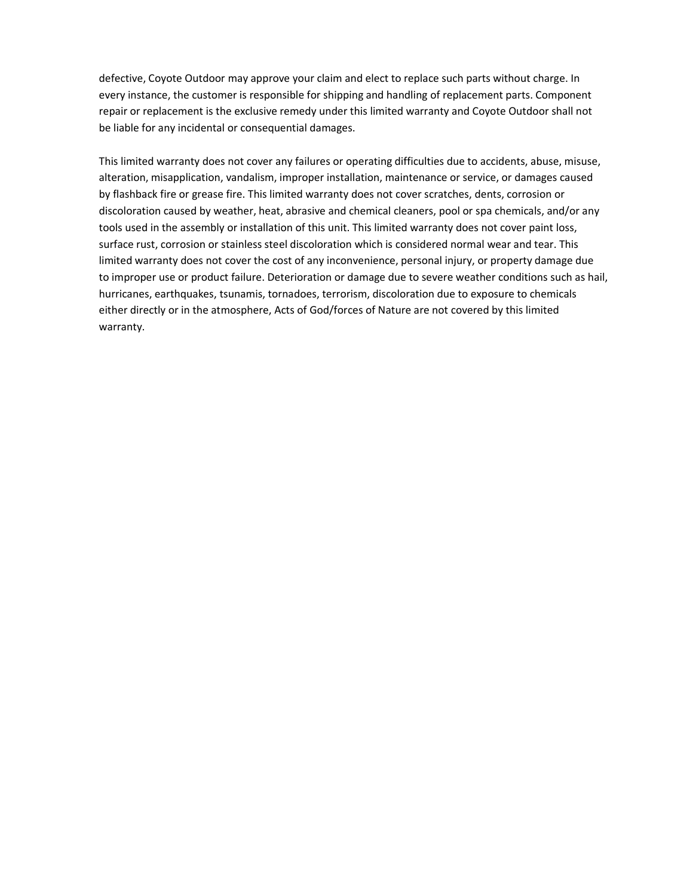defective, Coyote Outdoor may approve your claim and elect to replace such parts without charge. In every instance, the customer is responsible for shipping and handling of replacement parts. Component repair or replacement is the exclusive remedy under this limited warranty and Coyote Outdoor shall not be liable for any incidental or consequential damages.

This limited warranty does not cover any failures or operating difficulties due to accidents, abuse, misuse, alteration, misapplication, vandalism, improper installation, maintenance or service, or damages caused by flashback fire or grease fire. This limited warranty does not cover scratches, dents, corrosion or discoloration caused by weather, heat, abrasive and chemical cleaners, pool or spa chemicals, and/or any tools used in the assembly or installation of this unit. This limited warranty does not cover paint loss, surface rust, corrosion or stainless steel discoloration which is considered normal wear and tear. This limited warranty does not cover the cost of any inconvenience, personal injury, or property damage due to improper use or product failure. Deterioration or damage due to severe weather conditions such as hail, hurricanes, earthquakes, tsunamis, tornadoes, terrorism, discoloration due to exposure to chemicals either directly or in the atmosphere, Acts of God/forces of Nature are not covered by this limited warranty.